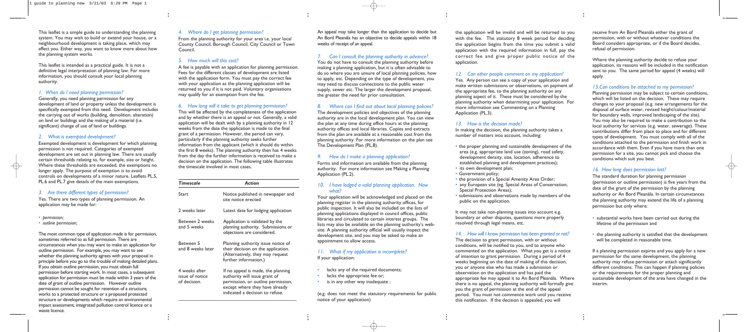This leaflet is a simple guide to understanding the planning system. You may wish to build or extend your house, or a neighbourhood development is taking place, which may affect you. Either way, you want to know more about how the planning system works.

This leaflet is intended as a practical guide. It is not a definitive legal interpretation of planning law. For more information, you should consult your local planning authority.

### *1. When do I need planning permission?*

Generally, you need planning permission for any development of land or property unless the development is specifically exempted from this need. Development includes the carrying out of works (building, demolition, alteration) on land or buildings and the making of a material (i.e. significant) change of use of land or buildings.

### *2. What is exempted development?*

Exempted development is development for which planning permission is not required. Categories of exempted development are set out in planning law. There are usually certain thresholds relating to, for example, size or height. Where these thresholds are exceeded, the exemptions no longer apply. The purpose of exemption is to avoid controls on developments of a minor nature. Leaflets PL.5, PL.6 and PL.7 give details of the main exemptions.

### *3. Are there different types of permission?*

Yes. There are two types of planning permission. An application may be made for:

- *permission;*
- *outline permission;*

The most common type of application made is for permission, sometimes referred to as full permission. There are circumstances when you may want to make an application for outline permission. For example, you may want to see whether the planning authority agrees with your proposal in principle before you go to the trouble of making detailed plans. If you obtain outline permission, you must obtain full permission before starting work. In most cases, a subsequent application for permission must be made within 3 years of the date of grant of outline permission. However outline permission cannot be sought for retention of a structure, works to a protected structure or a proposed protected structure or developments which require an environmental impact assessment, integrated pollution control licence or a waste licence.

### *4. Where do I get planning permission?*

From the planning authority for your area i.e. your local County Council, Borough Council, City Council or Town Council.

### *5. How much will this cost?*

A fee is payable with an application for planning permission. Fees for the different classes of development are listed with the application form. You must pay the correct fee with your application as the planning application will be returned to you if it is not paid. Voluntary organisations may qualify for an exemption from the fee.

### *6. How long will it take to get planning permission?*

This will be affected by the completeness of the application and by whether there is an appeal or not. Generally, a valid application will be dealt with by a planning authority in 12 weeks from the date the application is made to the final grant of a permission. However, the period can vary, particularly if the planning authority seeks further information from the applicant (which it should do within the first 8 weeks). The planning authority then has 4 weeks from the day the further information is received to make a decision on the application. The following table illustrates the timescale involved in most cases.

| *Timescale* | *Action* |
|---|---|
| Start | Notice published in newspaper and site notice erected |
| 2 weeks later | Latest date for lodging application |
| Between 2 weeks and 5 weeks | Application is validated by the planning authority. Submissions or objections are considered. |
| Between 5 and 8 weeks later | Planning authority issue notice of their decision on the application. (Alternatively, they may request further information.) |
| 4 weeks after issue of notice of decision. | If no appeal is made, the planning authority will issue grant of permission, or outline permission, except where they have already indicated a decision to refuse. |

An appeal may take longer than the application to decide but An Bord Pleanála has an objective to decide appeals within 18 weeks of receipt of an appeal.

### *7. Can I consult the planning authority in advance?*

You do not have to consult the planning authority before making a planning application, but it is often advisable to do so where you are unsure of local planning policies, how to apply, etc. Depending on the type of development, you may need to discuss connections to the public water supply, sewer etc. The larger the development proposal, the greater the need for prior consultation.

### *8. Where can I find out about local planning policies?*

The development policies and objectives of the planning authority are in the local development plan. You can view the plan at any time during office hours at the planning authority offices and local libraries. Copies and extracts from the plan are available at a reasonable cost from the planning authority. For more information on the plan see The Development Plan (PL.8).

### *9. How do I make a planning application?*

Forms and information are available from the planning authority. For more information see Making a Planning Application (PL.2).

### *10. I have lodged a valid planning application. Now what?*

Your application will be acknowledged and placed on the planning register in the planning authority offices, for public inspection. It will also be included on the lists of planning applications displayed in council offices, public libraries and circulated to certain interest groups. The lists may also be available on the planning authority's web-site. A planning authority official will usually inspect the development site, and you may be asked to make an appointment to allow access.

### *11. What if my application is incomplete?*

If your application:

- lacks any of the required documents;
- lacks the appropriate fee or;
- is in any other way inadequate ;

(e.g. does not meet the statutory requirements for public notice of your application)

the application will be invalid and will be returned to you with the fee. The statutory 8 week period for deciding the application begins from the time you submit a valid application with the required information in full, pay the correct fee and give proper public notice of the application.

### *12. Can other people comment on my application?*

Yes. Any person can see a copy of your application and make written submissions or observations, on payment of the appropriate fee, to the planning authority on any planning aspect of it. These must be considered by the planning authority when determining your application. For more information see Commenting on a Planning Application (PL.3).

### *13. How is the decision made?*

In making the decision, the planning authority takes a number of matters into account, including:

- the proper planning and sustainable development of the area (e.g. appropriate land use (zoning), road safety, development density, size, location, adherence to established planning and development practices);
- its own development plan;
- Government policy;
- the provision of a Special Amenity Area Order;
- any European site (eg. Special Areas of Conservation; Special Protection Areas);
- submissions and observations made by members of the public on the application.

It may not take non-planning issues into account e.g. boundary or other disputes, questions more properly resolved through legal means, etc.

### *14. How will I know permission has been granted or not?*

The decision to grant permission, with or without conditions, will be notified to you, and to anyone who commented on the application. What you get is a notice of intention to grant permission. During a period of 4 weeks beginning on the date of making of this decision, you or anyone else who has made a submission or observation on the application and has paid the appropriate fee may appeal it to An Bord Pleanála. Where there is no appeal, the planning authority will formally give you the grant of permission at the end of the appeal period. You must not commence work until you receive this notification. If the decision is appealed, you will receive from An Bord Pleanála either the grant of permission, with or without whatever conditions the Board considers appropriate, or if the Board decides, refusal of permission.

Where the planning authority decide to refuse your application, its reasons will be included in the notification sent to you. The same period for appeal (4 weeks) will apply.

### *15. Can conditions be attached to my permission?*

Planning permission may be subject to certain conditions, which will be listed on the decision. These may require changes to your proposal (e.g. new arrangements for the disposal of surface water, revised height/colour/material for boundary walls, improved landscaping of the site). You may also be required to make a contribution to the local authority for services (e.g. water, sewerage). These contributions differ from place to place and for different types of development. You must comply with all of the conditions attached to the permission and finish work in accordance with them. Even if you have more than one permission for a site, you cannot pick and choose the conditions which suit you best.

### *16. How long does permission last?*

The standard duration for planning permission (permission or outline permission) is five years from the date of the grant of the permission by the planning authority or An Bord Pleanála. In certain circumstances the planning authority may extend the life of a planning permission but only where:

- substantial works have been carried out during the lifetime of the permission and
- the planning authority is satisfied that the development will be completed in reasonable time.

If a planning permission expires and you apply for a new permission for the same development, the planning authority may refuse permission or attach significantly different conditions. This can happen if planning policies or the requirements for the proper planning and sustainable development of the area have changed in the interim.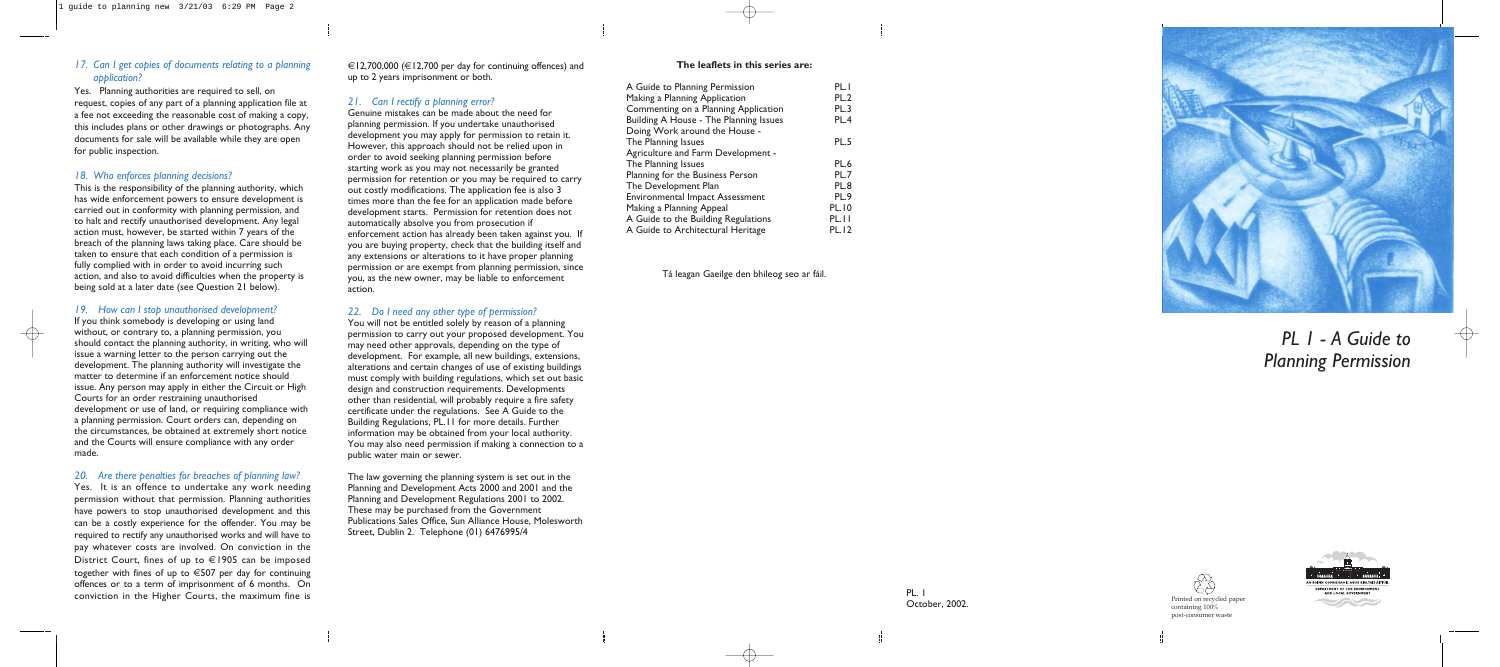### 17. Can I get copies of documents relating to a planning application?

Yes. Planning authorities are required to sell, on request, copies of any part of a planning application file at a fee not exceeding the reasonable cost of making a copy, this includes plans or other drawings or photographs. Any documents for sale will be available while they are open for public inspection.

### 18. Who enforces planning decisions?

This is the responsibility of the planning authority, which has wide enforcement powers to ensure development is carried out in conformity with planning permission, and to halt and rectify unauthorised development. Any legal action must, however, be started within 7 years of the breach of the planning laws taking place. Care should be taken to ensure that each condition of a permission is fully complied with in order to avoid incurring such action, and also to avoid difficulties when the property is being sold at a later date (see Question 21 below).

### 19. How can I stop unauthorised development?

If you think somebody is developing or using land without, or contrary to, a planning permission, you should contact the planning authority, in writing, who will issue a warning letter to the person carrying out the development. The planning authority will investigate the matter to determine if an enforcement notice should issue. Any person may apply in either the Circuit or High Courts for an order restraining unauthorised development or use of land, or requiring compliance with a planning permission. Court orders can, depending on the circumstances, be obtained at extremely short notice and the Courts will ensure compliance with any order made.

### 20. Are there penalties for breaches of planning law?

Yes. It is an offence to undertake any work needing permission without that permission. Planning authorities have powers to stop unauthorised development and this can be a costly experience for the offender. You may be required to rectify any unauthorised works and will have to pay whatever costs are involved. On conviction in the District Court, fines of up to €1905 can be imposed together with fines of up to €507 per day for continuing offences or to a term of imprisonment of 6 months. On conviction in the Higher Courts, the maximum fine is €12,700,000 (€12,700 per day for continuing offences) and up to 2 years imprisonment or both.

### 21. Can I rectify a planning error?

Genuine mistakes can be made about the need for planning permission. If you undertake unauthorised development you may apply for permission to retain it. However, this approach should not be relied upon in order to avoid seeking planning permission before starting work as you may not necessarily be granted permission for retention or you may be required to carry out costly modifications. The application fee is also 3 times more than the fee for an application made before development starts. Permission for retention does not automatically absolve you from prosecution if enforcement action has already been taken against you. If you are buying property, check that the building itself and any extensions or alterations to it have proper planning permission or are exempt from planning permission, since you, as the new owner, may be liable to enforcement action.

### 22. Do I need any other type of permission?

You will not be entitled solely by reason of a planning permission to carry out your proposed development. You may need other approvals, depending on the type of development. For example, all new buildings, extensions, alterations and certain changes of use of existing buildings must comply with building regulations, which set out basic design and construction requirements. Developments other than residential, will probably require a fire safety certificate under the regulations. See A Guide to the Building Regulations, PL.11 for more details. Further information may be obtained from your local authority. You may also need permission if making a connection to a public water main or sewer.

The law governing the planning system is set out in the Planning and Development Acts 2000 and 2001 and the Planning and Development Regulations 2001 to 2002. These may be purchased from the Government Publications Sales Office, Sun Alliance House, Molesworth Street, Dublin 2. Telephone (01) 6476995/4

**The leaflets in this series are:**

| | |
|---|---|
| A Guide to Planning Permission | PL.1 |
| Making a Planning Application | PL.2 |
| Commenting on a Planning Application | PL.3 |
| Building A House - The Planning Issues | PL.4 |
| Doing Work around the House - The Planning Issues | PL.5 |
| Agriculture and Farm Development - The Planning Issues | PL.6 |
| Planning for the Business Person | PL.7 |
| The Development Plan | PL.8 |
| Environmental Impact Assessment | PL.9 |
| Making a Planning Appeal | PL.10 |
| A Guide to the Building Regulations | PL.11 |
| A Guide to Architectural Heritage | PL.12 |

Tá leagan Gaeilge den bhileog seo ar fáil.

# PL 1 - A Guide to Planning Permission

PL. 1
October, 2002.

Printed on recycled paper containing 100% post-consumer waste

AN ROINN COMHSHAOIL AGUS RIALTAIS ÁITIÚIL
DEPARTMENT OF THE ENVIRONMENT AND LOCAL GOVERNMENT